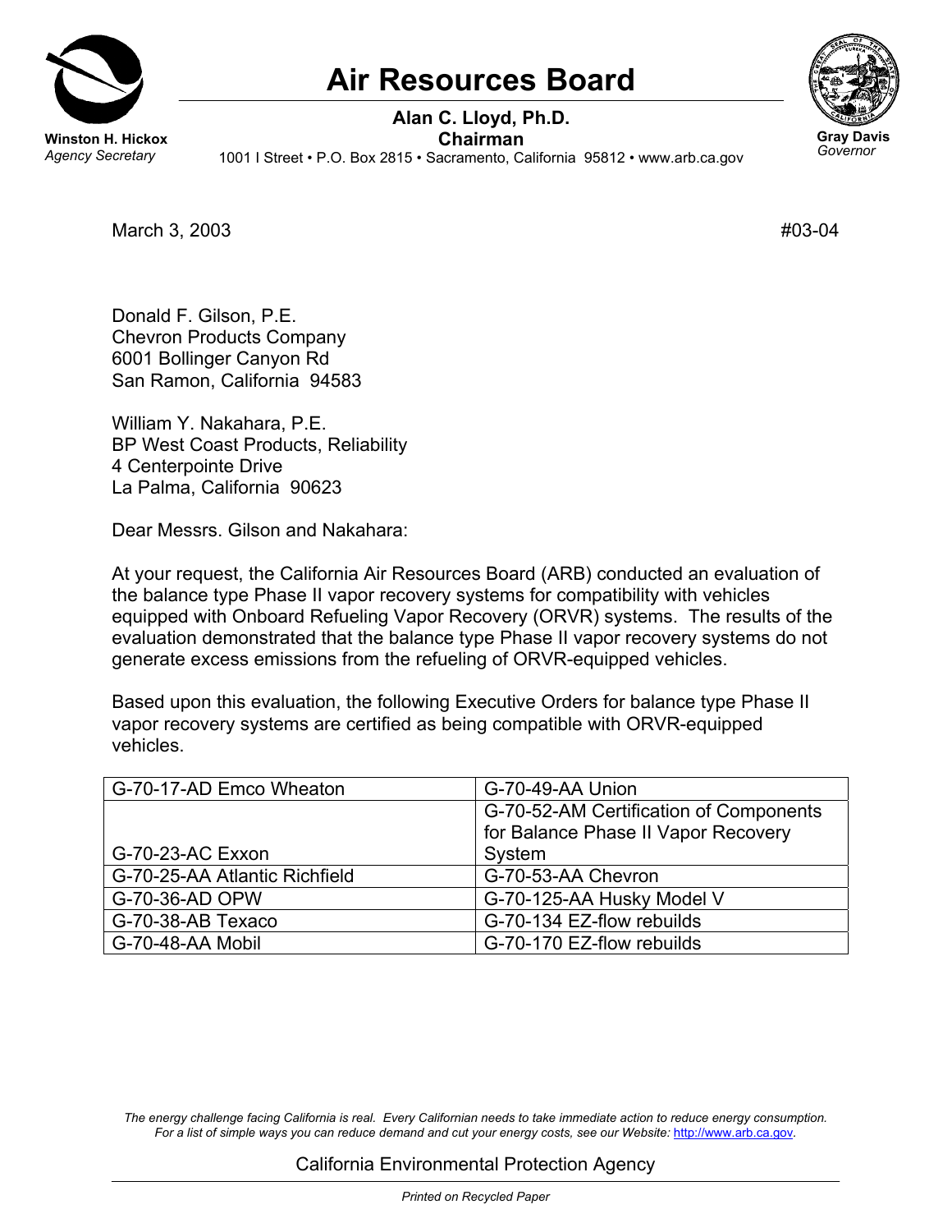# Air Resources Board

**Alan C. Lloyd, Ph.D.**
**Chairman**

1001 I Street • P.O. Box 2815 • Sacramento, California 95812 • www.arb.ca.gov

**Winston H. Hickox**
*Agency Secretary*

**Gray Davis**
*Governor*

March 3, 2003 #03-04

Donald F. Gilson, P.E.
Chevron Products Company
6001 Bollinger Canyon Rd
San Ramon, California 94583

William Y. Nakahara, P.E.
BP West Coast Products, Reliability
4 Centerpointe Drive
La Palma, California 90623

Dear Messrs. Gilson and Nakahara:

At your request, the California Air Resources Board (ARB) conducted an evaluation of the balance type Phase II vapor recovery systems for compatibility with vehicles equipped with Onboard Refueling Vapor Recovery (ORVR) systems. The results of the evaluation demonstrated that the balance type Phase II vapor recovery systems do not generate excess emissions from the refueling of ORVR-equipped vehicles.

Based upon this evaluation, the following Executive Orders for balance type Phase II vapor recovery systems are certified as being compatible with ORVR-equipped vehicles.

| | |
|---|---|
| G-70-17-AD Emco Wheaton | G-70-49-AA Union |
| G-70-23-AC Exxon | G-70-52-AM Certification of Components for Balance Phase II Vapor Recovery System |
| G-70-25-AA Atlantic Richfield | G-70-53-AA Chevron |
| G-70-36-AD OPW | G-70-125-AA Husky Model V |
| G-70-38-AB Texaco | G-70-134 EZ-flow rebuilds |
| G-70-48-AA Mobil | G-70-170 EZ-flow rebuilds |

*The energy challenge facing California is real. Every Californian needs to take immediate action to reduce energy consumption. For a list of simple ways you can reduce demand and cut your energy costs, see our Website: http://www.arb.ca.gov.*

California Environmental Protection Agency

*Printed on Recycled Paper*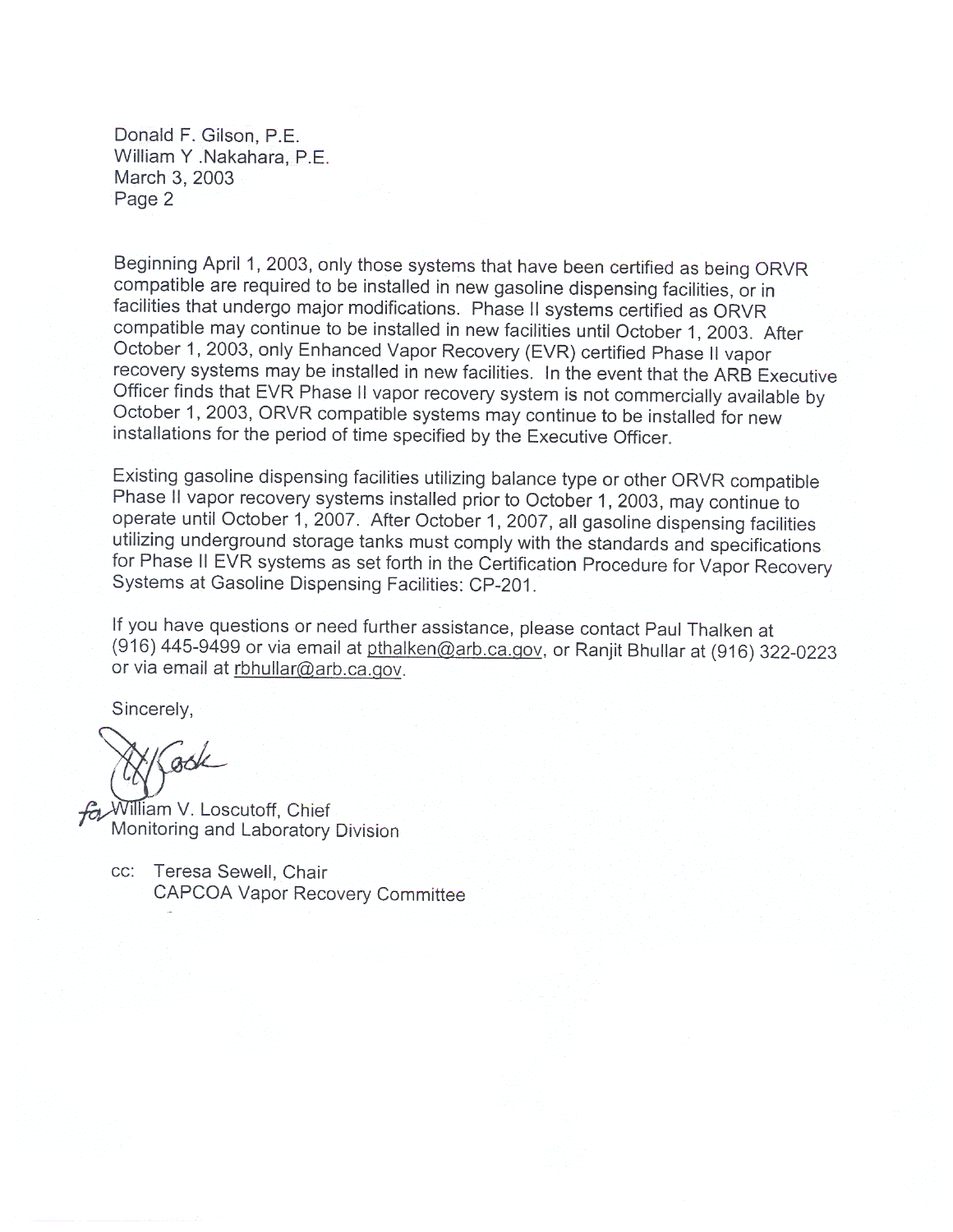Donald F. Gilson, P.E.
William Y .Nakahara, P.E.
March 3, 2003
Page 2

Beginning April 1, 2003, only those systems that have been certified as being ORVR compatible are required to be installed in new gasoline dispensing facilities, or in facilities that undergo major modifications. Phase II systems certified as ORVR compatible may continue to be installed in new facilities until October 1, 2003. After October 1, 2003, only Enhanced Vapor Recovery (EVR) certified Phase II vapor recovery systems may be installed in new facilities. In the event that the ARB Executive Officer finds that EVR Phase II vapor recovery system is not commercially available by October 1, 2003, ORVR compatible systems may continue to be installed for new installations for the period of time specified by the Executive Officer.

Existing gasoline dispensing facilities utilizing balance type or other ORVR compatible Phase II vapor recovery systems installed prior to October 1, 2003, may continue to operate until October 1, 2007. After October 1, 2007, all gasoline dispensing facilities utilizing underground storage tanks must comply with the standards and specifications for Phase II EVR systems as set forth in the Certification Procedure for Vapor Recovery Systems at Gasoline Dispensing Facilities: CP-201.

If you have questions or need further assistance, please contact Paul Thalken at (916) 445-9499 or via email at pthalken@arb.ca.gov, or Ranjit Bhullar at (916) 322-0223 or via email at rbhullar@arb.ca.gov.

Sincerely,

for William V. Loscutoff, Chief
Monitoring and Laboratory Division

cc: Teresa Sewell, Chair
CAPCOA Vapor Recovery Committee